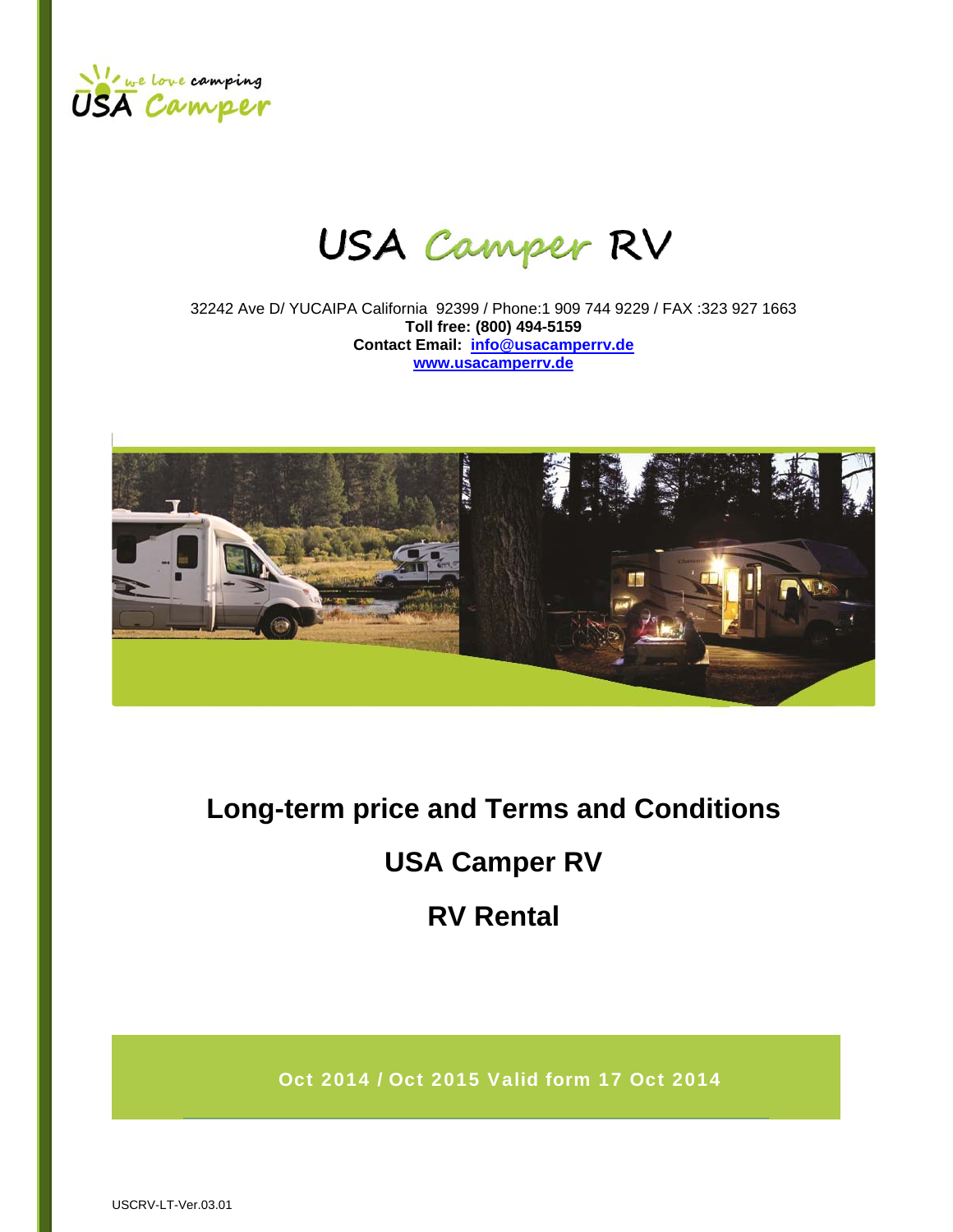# USA Camper RV

32242 Ave D/ YUCAIPA California 92399 / Phone:1 909 744 9229 / FAX :323 927 1663

**Toll free: (800) 494-5159**

**Contact Email: info@usacamperrv.de**

**www.usacamperrv.de**

## Long-term price and Terms and Conditions

## USA Camper RV

## RV Rental

**Oct 2014 / Oct 2015 Valid form 17 Oct 2014**

USCRV-LT-Ver.03.01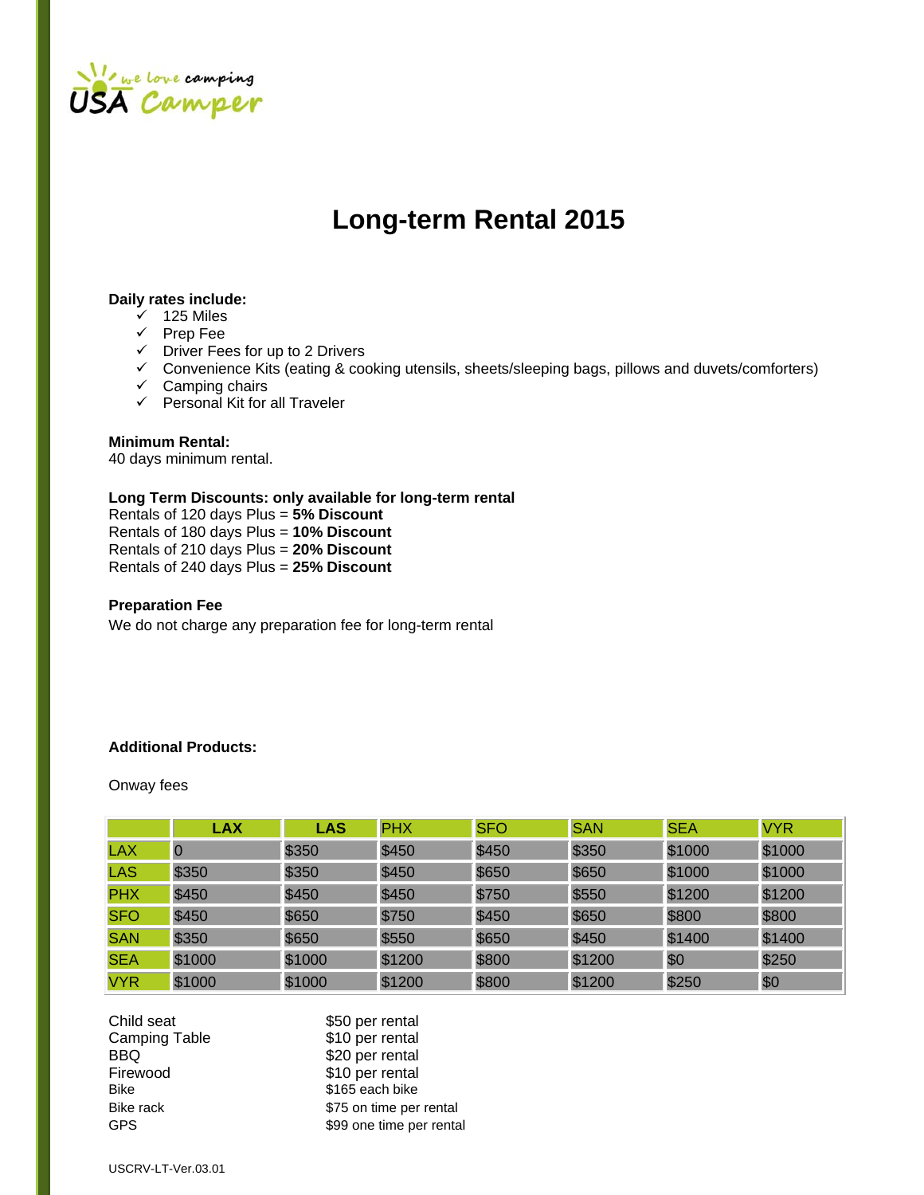# Long-term Rental 2015

**Daily rates include:**

- ✓ 125 Miles
- ✓ Prep Fee
- ✓ Driver Fees for up to 2 Drivers
- ✓ Convenience Kits (eating & cooking utensils, sheets/sleeping bags, pillows and duvets/comforters)
- ✓ Camping chairs
- ✓ Personal Kit for all Traveler

**Minimum Rental:**
40 days minimum rental.

**Long Term Discounts: only available for long-term rental**
Rentals of 120 days Plus = **5% Discount**
Rentals of 180 days Plus = **10% Discount**
Rentals of 210 days Plus = **20% Discount**
Rentals of 240 days Plus = **25% Discount**

**Preparation Fee**
We do not charge any preparation fee for long-term rental

**Additional Products:**

Onway fees

| | LAX | LAS | PHX | SFO | SAN | SEA | VYR |
|---|---|---|---|---|---|---|---|
| LAX | 0 | $350 | $450 | $450 | $350 | $1000 | $1000 |
| LAS | $350 | $350 | $450 | $650 | $650 | $1000 | $1000 |
| PHX | $450 | $450 | $450 | $750 | $550 | $1200 | $1200 |
| SFO | $450 | $650 | $750 | $450 | $650 | $800 | $800 |
| SAN | $350 | $650 | $550 | $650 | $450 | $1400 | $1400 |
| SEA | $1000 | $1000 | $1200 | $800 | $1200 | $0 | $250 |
| VYR | $1000 | $1000 | $1200 | $800 | $1200 | $250 | $0 |

| | |
|---|---|
| Child seat | $50 per rental |
| Camping Table | $10 per rental |
| BBQ | $20 per rental |
| Firewood | $10 per rental |
| Bike | $165 each bike |
| Bike rack | $75 on time per rental |
| GPS | $99 one time per rental |

USCRV-LT-Ver.03.01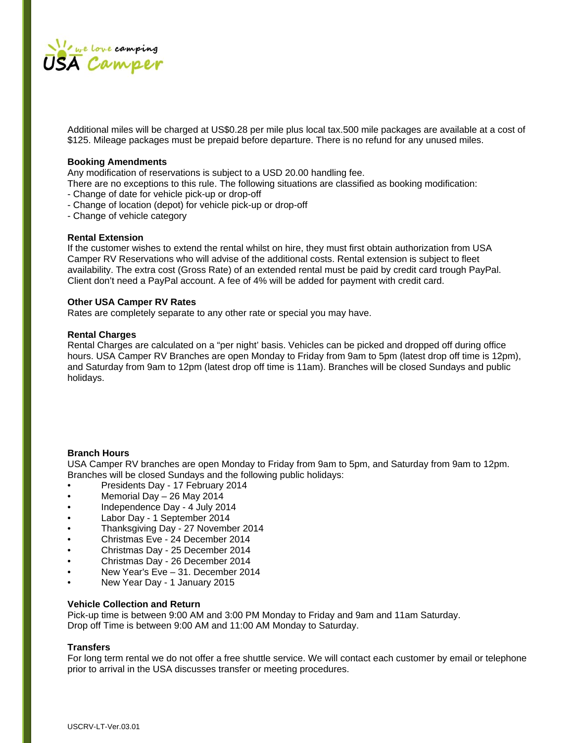Additional miles will be charged at US$0.28 per mile plus local tax.500 mile packages are available at a cost of $125. Mileage packages must be prepaid before departure. There is no refund for any unused miles.

**Booking Amendments**

Any modification of reservations is subject to a USD 20.00 handling fee.
There are no exceptions to this rule. The following situations are classified as booking modification:
- Change of date for vehicle pick-up or drop-off
- Change of location (depot) for vehicle pick-up or drop-off
- Change of vehicle category

**Rental Extension**

If the customer wishes to extend the rental whilst on hire, they must first obtain authorization from USA Camper RV Reservations who will advise of the additional costs. Rental extension is subject to fleet availability. The extra cost (Gross Rate) of an extended rental must be paid by credit card trough PayPal. Client don't need a PayPal account. A fee of 4% will be added for payment with credit card.

**Other USA Camper RV Rates**

Rates are completely separate to any other rate or special you may have.

**Rental Charges**

Rental Charges are calculated on a "per night' basis. Vehicles can be picked and dropped off during office hours. USA Camper RV Branches are open Monday to Friday from 9am to 5pm (latest drop off time is 12pm), and Saturday from 9am to 12pm (latest drop off time is 11am). Branches will be closed Sundays and public holidays.

**Branch Hours**

USA Camper RV branches are open Monday to Friday from 9am to 5pm, and Saturday from 9am to 12pm. Branches will be closed Sundays and the following public holidays:

- Presidents Day - 17 February 2014
- Memorial Day – 26 May 2014
- Independence Day - 4 July 2014
- Labor Day - 1 September 2014
- Thanksgiving Day - 27 November 2014
- Christmas Eve - 24 December 2014
- Christmas Day - 25 December 2014
- Christmas Day - 26 December 2014
- New Year's Eve – 31. December 2014
- New Year Day - 1 January 2015

**Vehicle Collection and Return**

Pick-up time is between 9:00 AM and 3:00 PM Monday to Friday and 9am and 11am Saturday.
Drop off Time is between 9:00 AM and 11:00 AM Monday to Saturday.

**Transfers**

For long term rental we do not offer a free shuttle service. We will contact each customer by email or telephone prior to arrival in the USA discusses transfer or meeting procedures.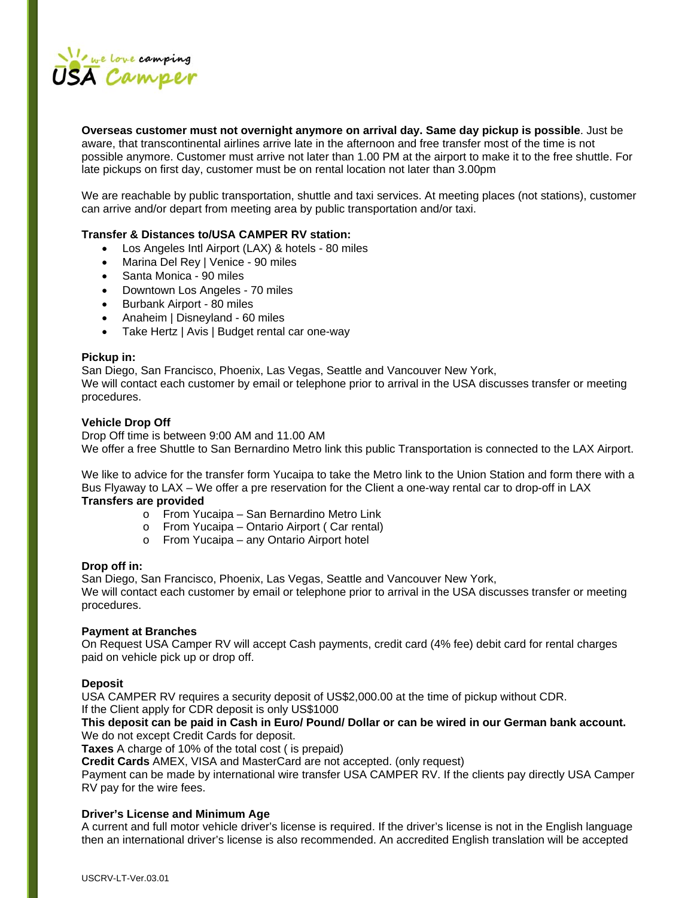**Overseas customer must not overnight anymore on arrival day. Same day pickup is possible**. Just be aware, that transcontinental airlines arrive late in the afternoon and free transfer most of the time is not possible anymore. Customer must arrive not later than 1.00 PM at the airport to make it to the free shuttle. For late pickups on first day, customer must be on rental location not later than 3.00pm

We are reachable by public transportation, shuttle and taxi services. At meeting places (not stations), customer can arrive and/or depart from meeting area by public transportation and/or taxi.

**Transfer & Distances to/USA CAMPER RV station:**

- Los Angeles Intl Airport (LAX) & hotels - 80 miles
- Marina Del Rey | Venice - 90 miles
- Santa Monica - 90 miles
- Downtown Los Angeles - 70 miles
- Burbank Airport - 80 miles
- Anaheim | Disneyland - 60 miles
- Take Hertz | Avis | Budget rental car one-way

**Pickup in:**
San Diego, San Francisco, Phoenix, Las Vegas, Seattle and Vancouver New York,
We will contact each customer by email or telephone prior to arrival in the USA discusses transfer or meeting procedures.

**Vehicle Drop Off**
Drop Off time is between 9:00 AM and 11.00 AM
We offer a free Shuttle to San Bernardino Metro link this public Transportation is connected to the LAX Airport.

We like to advice for the transfer form Yucaipa to take the Metro link to the Union Station and form there with a Bus Flyaway to LAX – We offer a pre reservation for the Client a one-way rental car to drop-off in LAX
**Transfers are provided**

- From Yucaipa – San Bernardino Metro Link
- From Yucaipa – Ontario Airport ( Car rental)
- From Yucaipa – any Ontario Airport hotel

**Drop off in:**
San Diego, San Francisco, Phoenix, Las Vegas, Seattle and Vancouver New York,
We will contact each customer by email or telephone prior to arrival in the USA discusses transfer or meeting procedures.

**Payment at Branches**
On Request USA Camper RV will accept Cash payments, credit card (4% fee) debit card for rental charges paid on vehicle pick up or drop off.

**Deposit**
USA CAMPER RV requires a security deposit of US$2,000.00 at the time of pickup without CDR.
If the Client apply for CDR deposit is only US$1000
**This deposit can be paid in Cash in Euro/ Pound/ Dollar or can be wired in our German bank account.**
We do not except Credit Cards for deposit.
**Taxes** A charge of 10% of the total cost ( is prepaid)
**Credit Cards** AMEX, VISA and MasterCard are not accepted. (only request)
Payment can be made by international wire transfer USA CAMPER RV. If the clients pay directly USA Camper RV pay for the wire fees.

**Driver's License and Minimum Age**
A current and full motor vehicle driver's license is required. If the driver's license is not in the English language then an international driver's license is also recommended. An accredited English translation will be accepted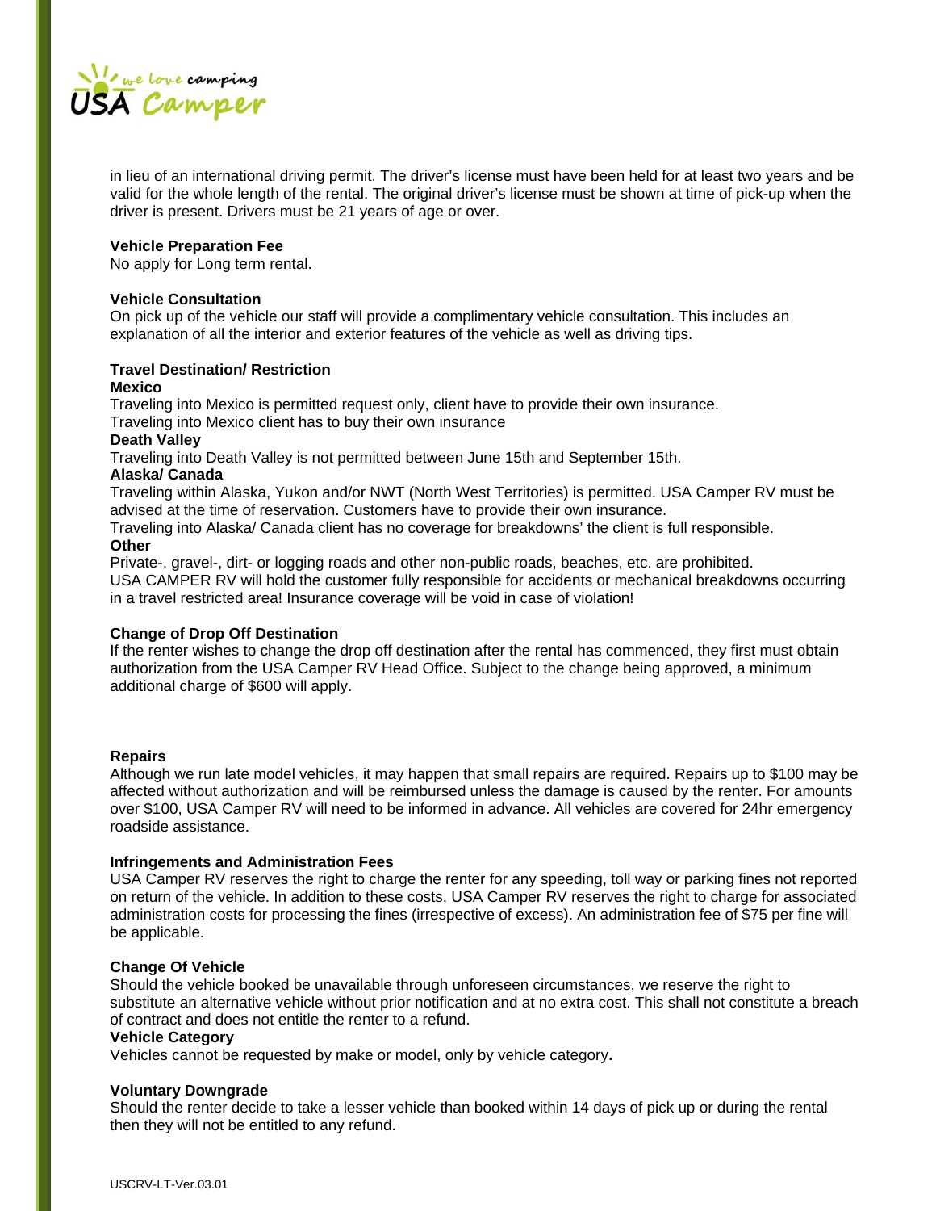in lieu of an international driving permit. The driver's license must have been held for at least two years and be valid for the whole length of the rental. The original driver's license must be shown at time of pick-up when the driver is present. Drivers must be 21 years of age or over.

**Vehicle Preparation Fee**

No apply for Long term rental.

**Vehicle Consultation**

On pick up of the vehicle our staff will provide a complimentary vehicle consultation. This includes an explanation of all the interior and exterior features of the vehicle as well as driving tips.

**Travel Destination/ Restriction**

**Mexico**

Traveling into Mexico is permitted request only, client have to provide their own insurance.
Traveling into Mexico client has to buy their own insurance

**Death Valley**

Traveling into Death Valley is not permitted between June 15th and September 15th.

**Alaska/ Canada**

Traveling within Alaska, Yukon and/or NWT (North West Territories) is permitted. USA Camper RV must be advised at the time of reservation. Customers have to provide their own insurance.
Traveling into Alaska/ Canada client has no coverage for breakdowns' the client is full responsible.

**Other**

Private-, gravel-, dirt- or logging roads and other non-public roads, beaches, etc. are prohibited.
USA CAMPER RV will hold the customer fully responsible for accidents or mechanical breakdowns occurring in a travel restricted area! Insurance coverage will be void in case of violation!

**Change of Drop Off Destination**

If the renter wishes to change the drop off destination after the rental has commenced, they first must obtain authorization from the USA Camper RV Head Office. Subject to the change being approved, a minimum additional charge of $600 will apply.

**Repairs**

Although we run late model vehicles, it may happen that small repairs are required. Repairs up to $100 may be affected without authorization and will be reimbursed unless the damage is caused by the renter. For amounts over $100, USA Camper RV will need to be informed in advance. All vehicles are covered for 24hr emergency roadside assistance.

**Infringements and Administration Fees**

USA Camper RV reserves the right to charge the renter for any speeding, toll way or parking fines not reported on return of the vehicle. In addition to these costs, USA Camper RV reserves the right to charge for associated administration costs for processing the fines (irrespective of excess). An administration fee of $75 per fine will be applicable.

**Change Of Vehicle**

Should the vehicle booked be unavailable through unforeseen circumstances, we reserve the right to substitute an alternative vehicle without prior notification and at no extra cost. This shall not constitute a breach of contract and does not entitle the renter to a refund.

**Vehicle Category**

Vehicles cannot be requested by make or model, only by vehicle category**.**

**Voluntary Downgrade**

Should the renter decide to take a lesser vehicle than booked within 14 days of pick up or during the rental then they will not be entitled to any refund.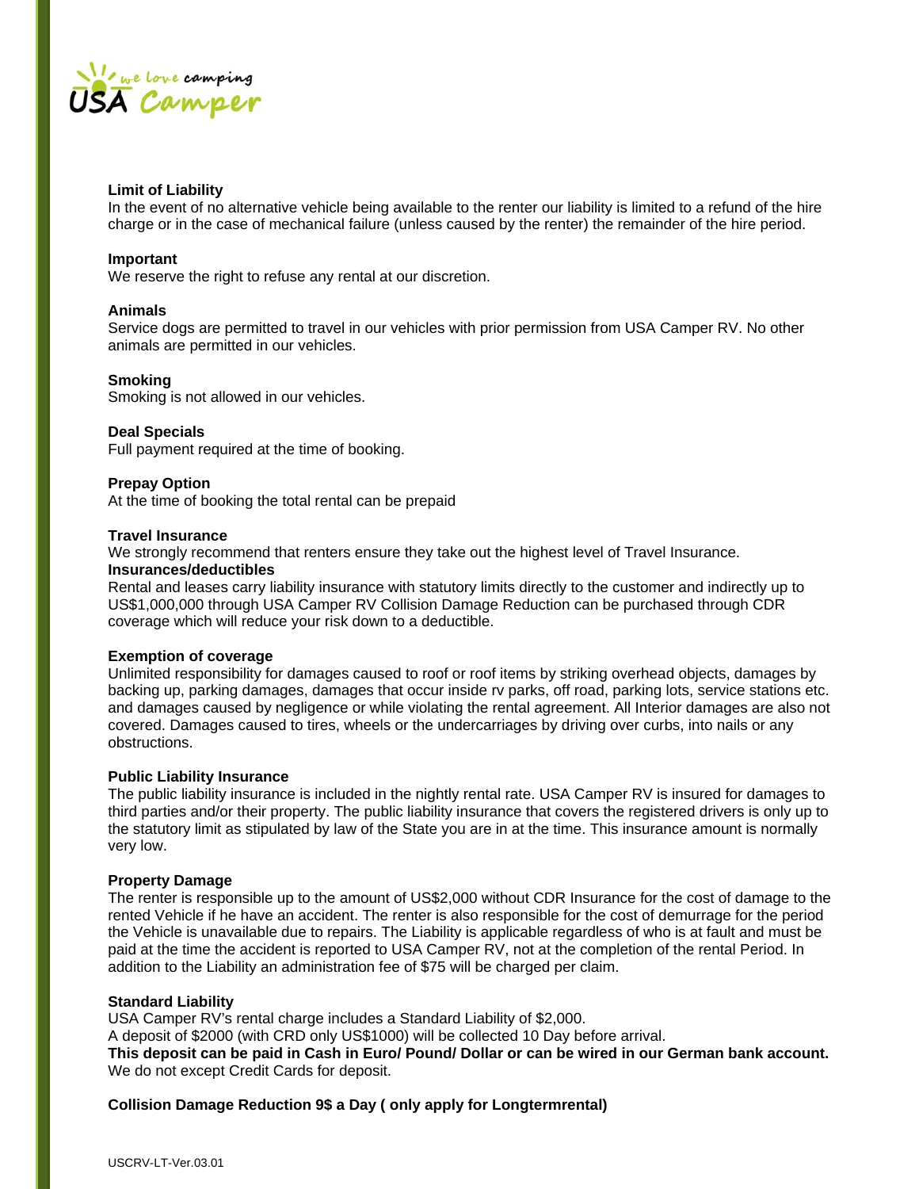**Limit of Liability**

In the event of no alternative vehicle being available to the renter our liability is limited to a refund of the hire charge or in the case of mechanical failure (unless caused by the renter) the remainder of the hire period.

**Important**

We reserve the right to refuse any rental at our discretion.

**Animals**

Service dogs are permitted to travel in our vehicles with prior permission from USA Camper RV. No other animals are permitted in our vehicles.

**Smoking**

Smoking is not allowed in our vehicles.

**Deal Specials**

Full payment required at the time of booking.

**Prepay Option**

At the time of booking the total rental can be prepaid

**Travel Insurance**

We strongly recommend that renters ensure they take out the highest level of Travel Insurance.

**Insurances/deductibles**

Rental and leases carry liability insurance with statutory limits directly to the customer and indirectly up to US$1,000,000 through USA Camper RV Collision Damage Reduction can be purchased through CDR coverage which will reduce your risk down to a deductible.

**Exemption of coverage**

Unlimited responsibility for damages caused to roof or roof items by striking overhead objects, damages by backing up, parking damages, damages that occur inside rv parks, off road, parking lots, service stations etc. and damages caused by negligence or while violating the rental agreement. All Interior damages are also not covered. Damages caused to tires, wheels or the undercarriages by driving over curbs, into nails or any obstructions.

**Public Liability Insurance**

The public liability insurance is included in the nightly rental rate. USA Camper RV is insured for damages to third parties and/or their property. The public liability insurance that covers the registered drivers is only up to the statutory limit as stipulated by law of the State you are in at the time. This insurance amount is normally very low.

**Property Damage**

The renter is responsible up to the amount of US$2,000 without CDR Insurance for the cost of damage to the rented Vehicle if he have an accident. The renter is also responsible for the cost of demurrage for the period the Vehicle is unavailable due to repairs. The Liability is applicable regardless of who is at fault and must be paid at the time the accident is reported to USA Camper RV, not at the completion of the rental Period. In addition to the Liability an administration fee of $75 will be charged per claim.

**Standard Liability**

USA Camper RV's rental charge includes a Standard Liability of $2,000.
A deposit of $2000 (with CRD only US$1000) will be collected 10 Day before arrival.
**This deposit can be paid in Cash in Euro/ Pound/ Dollar or can be wired in our German bank account.**
We do not except Credit Cards for deposit.

**Collision Damage Reduction 9$ a Day ( only apply for Longtermrental)**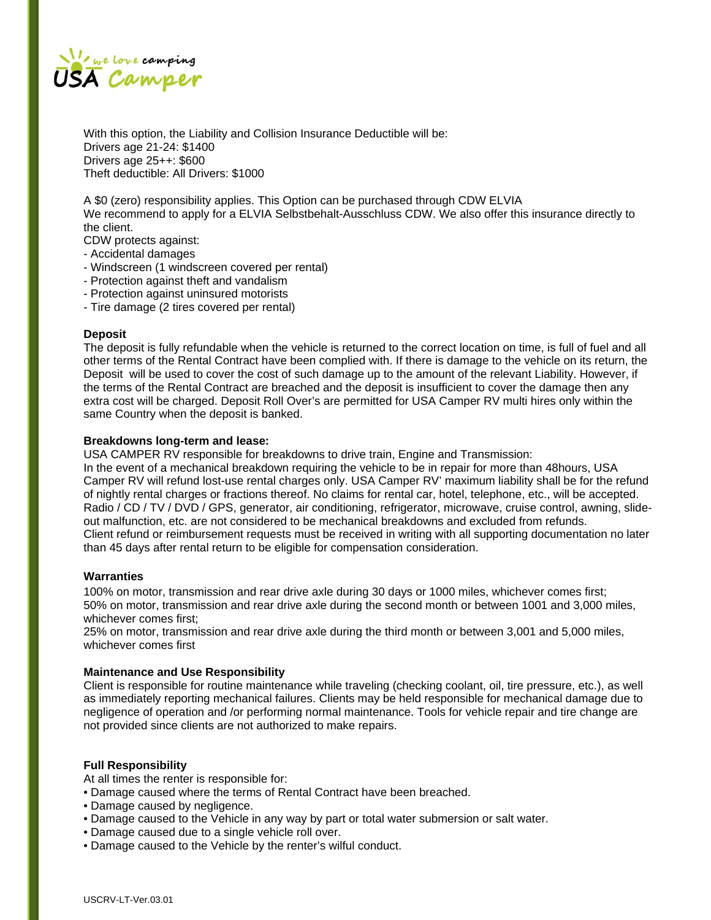With this option, the Liability and Collision Insurance Deductible will be:
Drivers age 21-24: $1400
Drivers age 25++: $600
Theft deductible: All Drivers: $1000

A $0 (zero) responsibility applies. This Option can be purchased through CDW ELVIA
We recommend to apply for a ELVIA Selbstbehalt-Ausschluss CDW. We also offer this insurance directly to the client.
CDW protects against:
- Accidental damages
- Windscreen (1 windscreen covered per rental)
- Protection against theft and vandalism
- Protection against uninsured motorists
- Tire damage (2 tires covered per rental)

**Deposit**

The deposit is fully refundable when the vehicle is returned to the correct location on time, is full of fuel and all other terms of the Rental Contract have been complied with. If there is damage to the vehicle on its return, the Deposit will be used to cover the cost of such damage up to the amount of the relevant Liability. However, if the terms of the Rental Contract are breached and the deposit is insufficient to cover the damage then any extra cost will be charged. Deposit Roll Over's are permitted for USA Camper RV multi hires only within the same Country when the deposit is banked.

**Breakdowns long-term and lease:**

USA CAMPER RV responsible for breakdowns to drive train, Engine and Transmission:
In the event of a mechanical breakdown requiring the vehicle to be in repair for more than 48hours, USA Camper RV will refund lost-use rental charges only. USA Camper RV' maximum liability shall be for the refund of nightly rental charges or fractions thereof. No claims for rental car, hotel, telephone, etc., will be accepted. Radio / CD / TV / DVD / GPS, generator, air conditioning, refrigerator, microwave, cruise control, awning, slide-out malfunction, etc. are not considered to be mechanical breakdowns and excluded from refunds.
Client refund or reimbursement requests must be received in writing with all supporting documentation no later than 45 days after rental return to be eligible for compensation consideration.

**Warranties**

100% on motor, transmission and rear drive axle during 30 days or 1000 miles, whichever comes first;
50% on motor, transmission and rear drive axle during the second month or between 1001 and 3,000 miles, whichever comes first;
25% on motor, transmission and rear drive axle during the third month or between 3,001 and 5,000 miles, whichever comes first

**Maintenance and Use Responsibility**

Client is responsible for routine maintenance while traveling (checking coolant, oil, tire pressure, etc.), as well as immediately reporting mechanical failures. Clients may be held responsible for mechanical damage due to negligence of operation and /or performing normal maintenance. Tools for vehicle repair and tire change are not provided since clients are not authorized to make repairs.

**Full Responsibility**

At all times the renter is responsible for:

- Damage caused where the terms of Rental Contract have been breached.
- Damage caused by negligence.
- Damage caused to the Vehicle in any way by part or total water submersion or salt water.
- Damage caused due to a single vehicle roll over.
- Damage caused to the Vehicle by the renter's wilful conduct.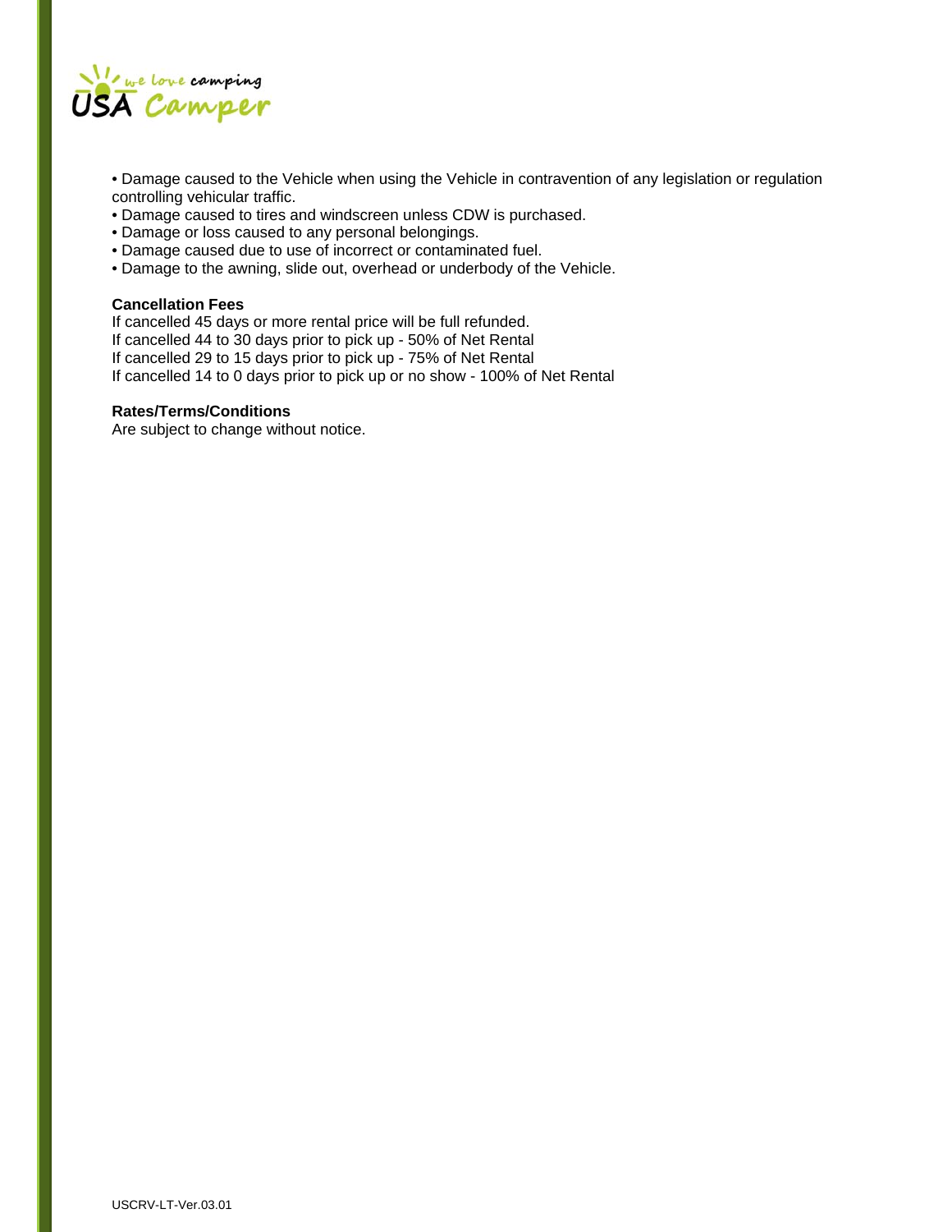• Damage caused to the Vehicle when using the Vehicle in contravention of any legislation or regulation controlling vehicular traffic.
• Damage caused to tires and windscreen unless CDW is purchased.
• Damage or loss caused to any personal belongings.
• Damage caused due to use of incorrect or contaminated fuel.
• Damage to the awning, slide out, overhead or underbody of the Vehicle.

**Cancellation Fees**
If cancelled 45 days or more rental price will be full refunded.
If cancelled 44 to 30 days prior to pick up - 50% of Net Rental
If cancelled 29 to 15 days prior to pick up - 75% of Net Rental
If cancelled 14 to 0 days prior to pick up or no show - 100% of Net Rental

**Rates/Terms/Conditions**
Are subject to change without notice.